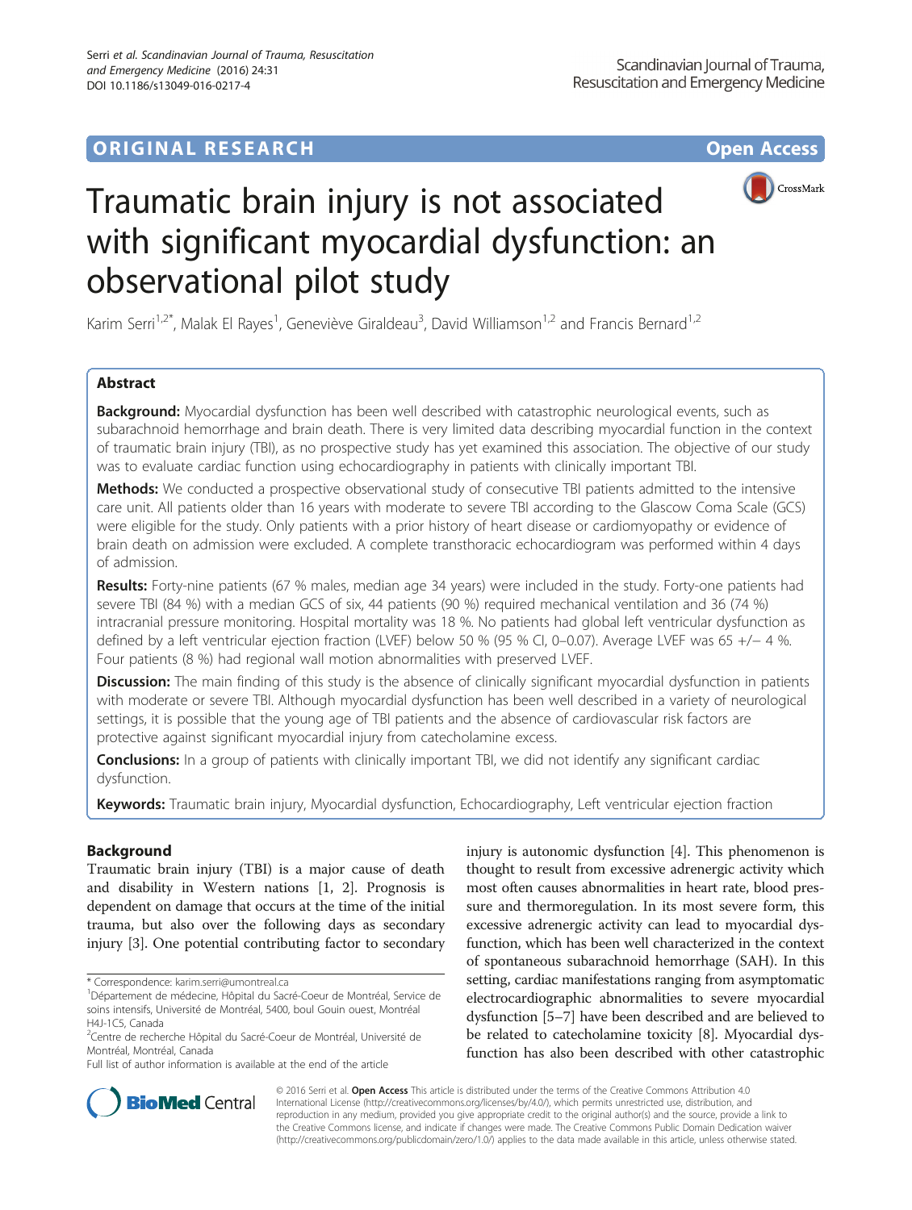ORIGINAL RESEARCH Open Access

# Traumatic brain injury is not associated with significant myocardial dysfunction: an observational pilot study

Karim Serri[1,2*], Malak El Rayes[1], Geneviève Giraldeau[3], David Williamson[1,2] and Francis Bernard[1,2]

## Abstract

**Background:** Myocardial dysfunction has been well described with catastrophic neurological events, such as subarachnoid hemorrhage and brain death. There is very limited data describing myocardial function in the context of traumatic brain injury (TBI), as no prospective study has yet examined this association. The objective of our study was to evaluate cardiac function using echocardiography in patients with clinically important TBI.

**Methods:** We conducted a prospective observational study of consecutive TBI patients admitted to the intensive care unit. All patients older than 16 years with moderate to severe TBI according to the Glascow Coma Scale (GCS) were eligible for the study. Only patients with a prior history of heart disease or cardiomyopathy or evidence of brain death on admission were excluded. A complete transthoracic echocardiogram was performed within 4 days of admission.

**Results:** Forty-nine patients (67 % males, median age 34 years) were included in the study. Forty-one patients had severe TBI (84 %) with a median GCS of six, 44 patients (90 %) required mechanical ventilation and 36 (74 %) intracranial pressure monitoring. Hospital mortality was 18 %. No patients had global left ventricular dysfunction as defined by a left ventricular ejection fraction (LVEF) below 50 % (95 % CI, 0–0.07). Average LVEF was 65 +/− 4 %. Four patients (8 %) had regional wall motion abnormalities with preserved LVEF.

**Discussion:** The main finding of this study is the absence of clinically significant myocardial dysfunction in patients with moderate or severe TBI. Although myocardial dysfunction has been well described in a variety of neurological settings, it is possible that the young age of TBI patients and the absence of cardiovascular risk factors are protective against significant myocardial injury from catecholamine excess.

**Conclusions:** In a group of patients with clinically important TBI, we did not identify any significant cardiac dysfunction.

**Keywords:** Traumatic brain injury, Myocardial dysfunction, Echocardiography, Left ventricular ejection fraction

## Background

Traumatic brain injury (TBI) is a major cause of death and disability in Western nations [1, 2]. Prognosis is dependent on damage that occurs at the time of the initial trauma, but also over the following days as secondary injury [3]. One potential contributing factor to secondary injury is autonomic dysfunction [4]. This phenomenon is thought to result from excessive adrenergic activity which most often causes abnormalities in heart rate, blood pressure and thermoregulation. In its most severe form, this excessive adrenergic activity can lead to myocardial dysfunction, which has been well characterized in the context of spontaneous subarachnoid hemorrhage (SAH). In this setting, cardiac manifestations ranging from asymptomatic electrocardiographic abnormalities to severe myocardial dysfunction [5–7] have been described and are believed to be related to catecholamine toxicity [8]. Myocardial dysfunction has also been described with other catastrophic

\* Correspondence: karim.serri@umontreal.ca
[1]Département de médecine, Hôpital du Sacré-Coeur de Montréal, Service de soins intensifs, Université de Montréal, 5400, boul Gouin ouest, Montréal H4J-1C5, Canada
[2]Centre de recherche Hôpital du Sacré-Coeur de Montréal, Université de Montréal, Montréal, Canada
Full list of author information is available at the end of the article

© 2016 Serri et al. **Open Access** This article is distributed under the terms of the Creative Commons Attribution 4.0 International License (http://creativecommons.org/licenses/by/4.0/), which permits unrestricted use, distribution, and reproduction in any medium, provided you give appropriate credit to the original author(s) and the source, provide a link to the Creative Commons license, and indicate if changes were made. The Creative Commons Public Domain Dedication waiver (http://creativecommons.org/publicdomain/zero/1.0/) applies to the data made available in this article, unless otherwise stated.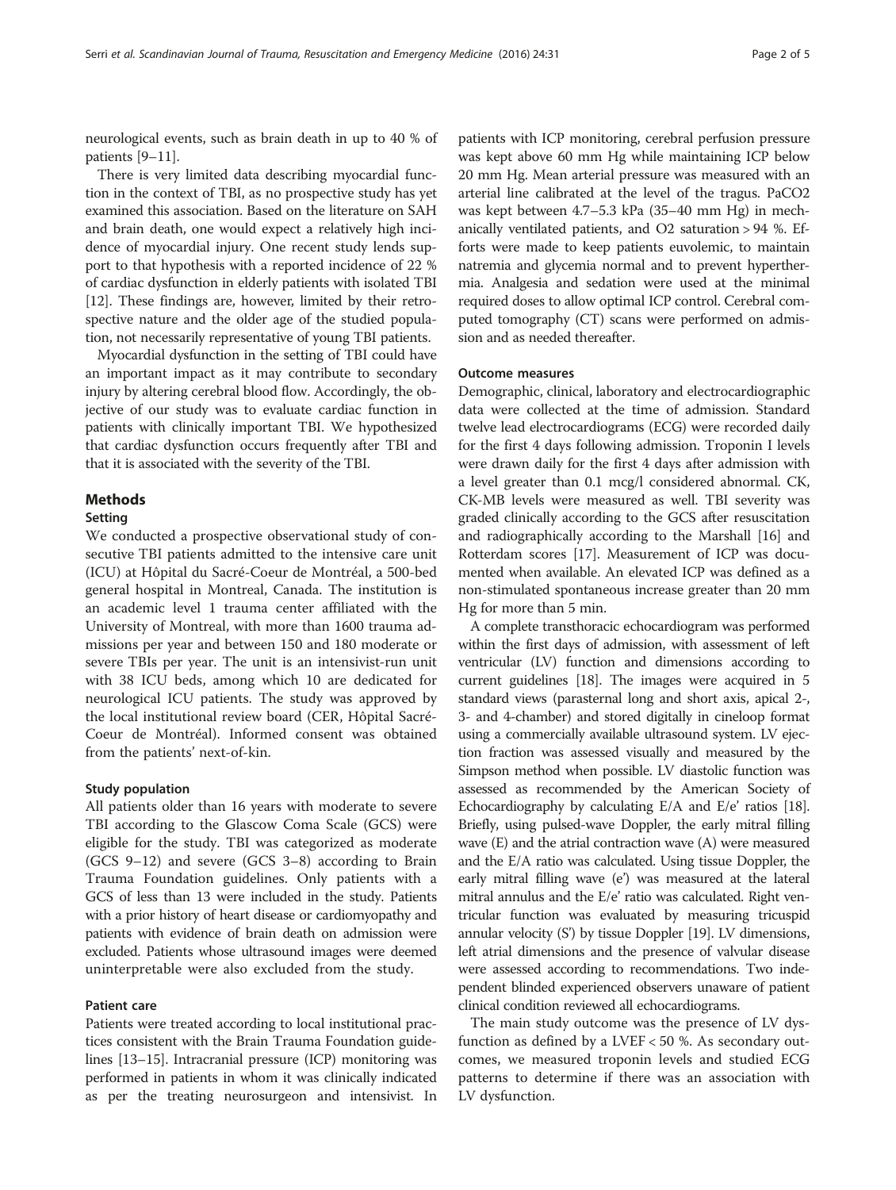neurological events, such as brain death in up to 40 % of patients [9–11].

There is very limited data describing myocardial function in the context of TBI, as no prospective study has yet examined this association. Based on the literature on SAH and brain death, one would expect a relatively high incidence of myocardial injury. One recent study lends support to that hypothesis with a reported incidence of 22 % of cardiac dysfunction in elderly patients with isolated TBI [12]. These findings are, however, limited by their retrospective nature and the older age of the studied population, not necessarily representative of young TBI patients.

Myocardial dysfunction in the setting of TBI could have an important impact as it may contribute to secondary injury by altering cerebral blood flow. Accordingly, the objective of our study was to evaluate cardiac function in patients with clinically important TBI. We hypothesized that cardiac dysfunction occurs frequently after TBI and that it is associated with the severity of the TBI.

## Methods

### Setting

We conducted a prospective observational study of consecutive TBI patients admitted to the intensive care unit (ICU) at Hôpital du Sacré-Coeur de Montréal, a 500-bed general hospital in Montreal, Canada. The institution is an academic level 1 trauma center affiliated with the University of Montreal, with more than 1600 trauma admissions per year and between 150 and 180 moderate or severe TBIs per year. The unit is an intensivist-run unit with 38 ICU beds, among which 10 are dedicated for neurological ICU patients. The study was approved by the local institutional review board (CER, Hôpital Sacré-Coeur de Montréal). Informed consent was obtained from the patients' next-of-kin.

### Study population

All patients older than 16 years with moderate to severe TBI according to the Glascow Coma Scale (GCS) were eligible for the study. TBI was categorized as moderate (GCS 9–12) and severe (GCS 3–8) according to Brain Trauma Foundation guidelines. Only patients with a GCS of less than 13 were included in the study. Patients with a prior history of heart disease or cardiomyopathy and patients with evidence of brain death on admission were excluded. Patients whose ultrasound images were deemed uninterpretable were also excluded from the study.

### Patient care

Patients were treated according to local institutional practices consistent with the Brain Trauma Foundation guidelines [13–15]. Intracranial pressure (ICP) monitoring was performed in patients in whom it was clinically indicated as per the treating neurosurgeon and intensivist. In patients with ICP monitoring, cerebral perfusion pressure was kept above 60 mm Hg while maintaining ICP below 20 mm Hg. Mean arterial pressure was measured with an arterial line calibrated at the level of the tragus. $PaCO_2$ was kept between 4.7–5.3 kPa (35–40 mm Hg) in mechanically ventilated patients, and $O_2$ saturation > 94 %. Efforts were made to keep patients euvolemic, to maintain natremia and glycemia normal and to prevent hyperthermia. Analgesia and sedation were used at the minimal required doses to allow optimal ICP control. Cerebral computed tomography (CT) scans were performed on admission and as needed thereafter.

### Outcome measures

Demographic, clinical, laboratory and electrocardiographic data were collected at the time of admission. Standard twelve lead electrocardiograms (ECG) were recorded daily for the first 4 days following admission. Troponin I levels were drawn daily for the first 4 days after admission with a level greater than 0.1 mcg/l considered abnormal. CK, CK-MB levels were measured as well. TBI severity was graded clinically according to the GCS after resuscitation and radiographically according to the Marshall [16] and Rotterdam scores [17]. Measurement of ICP was documented when available. An elevated ICP was defined as a non-stimulated spontaneous increase greater than 20 mm Hg for more than 5 min.

A complete transthoracic echocardiogram was performed within the first days of admission, with assessment of left ventricular (LV) function and dimensions according to current guidelines [18]. The images were acquired in 5 standard views (parasternal long and short axis, apical 2-, 3- and 4-chamber) and stored digitally in cineloop format using a commercially available ultrasound system. LV ejection fraction was assessed visually and measured by the Simpson method when possible. LV diastolic function was assessed as recommended by the American Society of Echocardiography by calculating E/A and E/e' ratios [18]. Briefly, using pulsed-wave Doppler, the early mitral filling wave (E) and the atrial contraction wave (A) were measured and the E/A ratio was calculated. Using tissue Doppler, the early mitral filling wave (e') was measured at the lateral mitral annulus and the E/e' ratio was calculated. Right ventricular function was evaluated by measuring tricuspid annular velocity (S') by tissue Doppler [19]. LV dimensions, left atrial dimensions and the presence of valvular disease were assessed according to recommendations. Two independent blinded experienced observers unaware of patient clinical condition reviewed all echocardiograms.

The main study outcome was the presence of LV dysfunction as defined by a LVEF < 50 %. As secondary outcomes, we measured troponin levels and studied ECG patterns to determine if there was an association with LV dysfunction.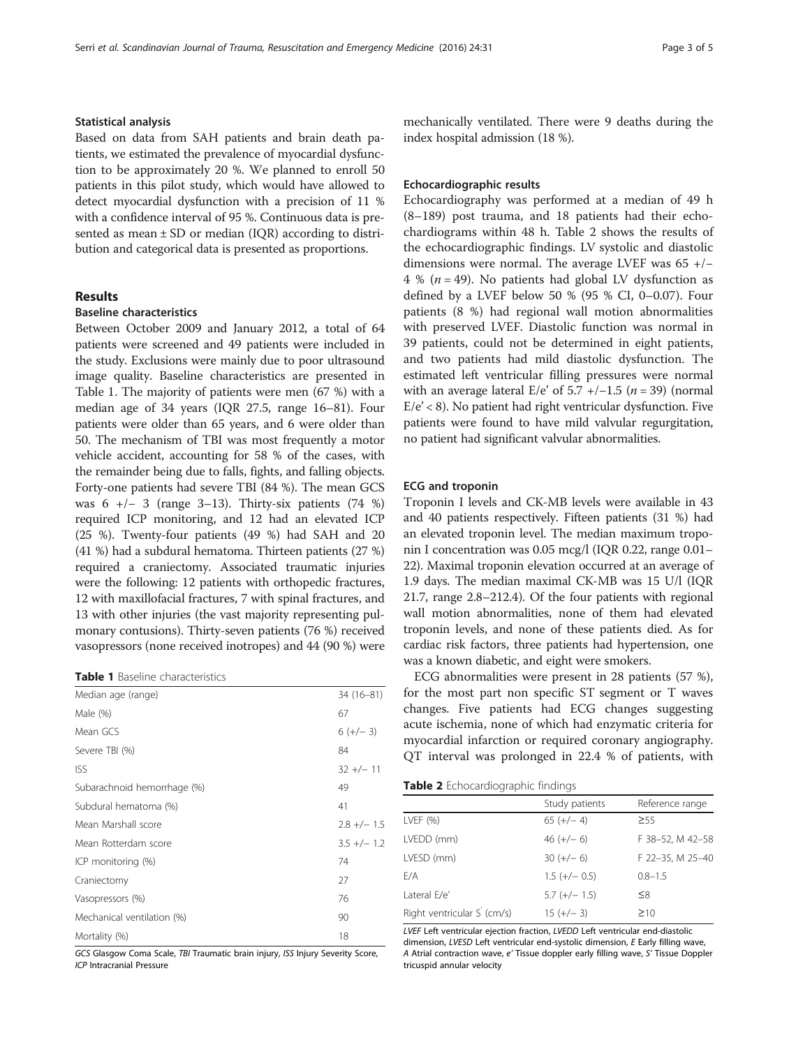### Statistical analysis

Based on data from SAH patients and brain death patients, we estimated the prevalence of myocardial dysfunction to be approximately 20 %. We planned to enroll 50 patients in this pilot study, which would have allowed to detect myocardial dysfunction with a precision of 11 % with a confidence interval of 95 %. Continuous data is presented as mean ± SD or median (IQR) according to distribution and categorical data is presented as proportions.

## Results

### Baseline characteristics

Between October 2009 and January 2012, a total of 64 patients were screened and 49 patients were included in the study. Exclusions were mainly due to poor ultrasound image quality. Baseline characteristics are presented in Table 1. The majority of patients were men (67 %) with a median age of 34 years (IQR 27.5, range 16–81). Four patients were older than 65 years, and 6 were older than 50. The mechanism of TBI was most frequently a motor vehicle accident, accounting for 58 % of the cases, with the remainder being due to falls, fights, and falling objects. Forty-one patients had severe TBI (84 %). The mean GCS was 6 +/− 3 (range 3–13). Thirty-six patients (74 %) required ICP monitoring, and 12 had an elevated ICP (25 %). Twenty-four patients (49 %) had SAH and 20 (41 %) had a subdural hematoma. Thirteen patients (27 %) required a craniectomy. Associated traumatic injuries were the following: 12 patients with orthopedic fractures, 12 with maxillofacial fractures, 7 with spinal fractures, and 13 with other injuries (the vast majority representing pulmonary contusions). Thirty-seven patients (76 %) received vasopressors (none received inotropes) and 44 (90 %) were mechanically ventilated. There were 9 deaths during the index hospital admission (18 %).

**Table 1** Baseline characteristics

| | |
|---|---|
| Median age (range) | 34 (16–81) |
| Male (%) | 67 |
| Mean GCS | 6 (+/− 3) |
| Severe TBI (%) | 84 |
| ISS | 32 +/− 11 |
| Subarachnoid hemorrhage (%) | 49 |
| Subdural hematoma (%) | 41 |
| Mean Marshall score | 2.8 +/− 1.5 |
| Mean Rotterdam score | 3.5 +/− 1.2 |
| ICP monitoring (%) | 74 |
| Craniectomy | 27 |
| Vasopressors (%) | 76 |
| Mechanical ventilation (%) | 90 |
| Mortality (%) | 18 |

*GCS* Glasgow Coma Scale, *TBI* Traumatic brain injury, *ISS* Injury Severity Score, *ICP* Intracranial Pressure

### Echocardiographic results

Echocardiography was performed at a median of 49 h (8–189) post trauma, and 18 patients had their echochardiograms within 48 h. Table 2 shows the results of the echocardiographic findings. LV systolic and diastolic dimensions were normal. The average LVEF was 65 +/− 4 % ($n = 49$). No patients had global LV dysfunction as defined by a LVEF below 50 % (95 % CI, 0–0.07). Four patients (8 %) had regional wall motion abnormalities with preserved LVEF. Diastolic function was normal in 39 patients, could not be determined in eight patients, and two patients had mild diastolic dysfunction. The estimated left ventricular filling pressures were normal with an average lateral E/e' of 5.7 +/−1.5 ($n = 39$) (normal E/e' < 8). No patient had right ventricular dysfunction. Five patients were found to have mild valvular regurgitation, no patient had significant valvular abnormalities.

### ECG and troponin

Troponin I levels and CK-MB levels were available in 43 and 40 patients respectively. Fifteen patients (31 %) had an elevated troponin level. The median maximum troponin I concentration was 0.05 mcg/l (IQR 0.22, range 0.01–22). Maximal troponin elevation occurred at an average of 1.9 days. The median maximal CK-MB was 15 U/l (IQR 21.7, range 2.8–212.4). Of the four patients with regional wall motion abnormalities, none of them had elevated troponin levels, and none of these patients died. As for cardiac risk factors, three patients had hypertension, one was a known diabetic, and eight were smokers.

ECG abnormalities were present in 28 patients (57 %), for the most part non specific ST segment or T waves changes. Five patients had ECG changes suggesting acute ischemia, none of which had enzymatic criteria for myocardial infarction or required coronary angiography. QT interval was prolonged in 22.4 % of patients, with

**Table 2** Echocardiographic findings

| | Study patients | Reference range |
|---|---|---|
| LVEF (%) | 65 (+/− 4) | ≥55 |
| LVEDD (mm) | 46 (+/− 6) | F 38–52, M 42–58 |
| LVESD (mm) | 30 (+/− 6) | F 22–35, M 25–40 |
| E/A | 1.5 (+/− 0.5) | 0.8–1.5 |
| Lateral E/e' | 5.7 (+/− 1.5) | ≤8 |
| Right ventricular S' (cm/s) | 15 (+/− 3) | ≥10 |

*LVEF* Left ventricular ejection fraction, *LVEDD* Left ventricular end-diastolic dimension, *LVESD* Left ventricular end-systolic dimension, *E* Early filling wave, *A* Atrial contraction wave, *e'* Tissue doppler early filling wave, *S'* Tissue Doppler tricuspid annular velocity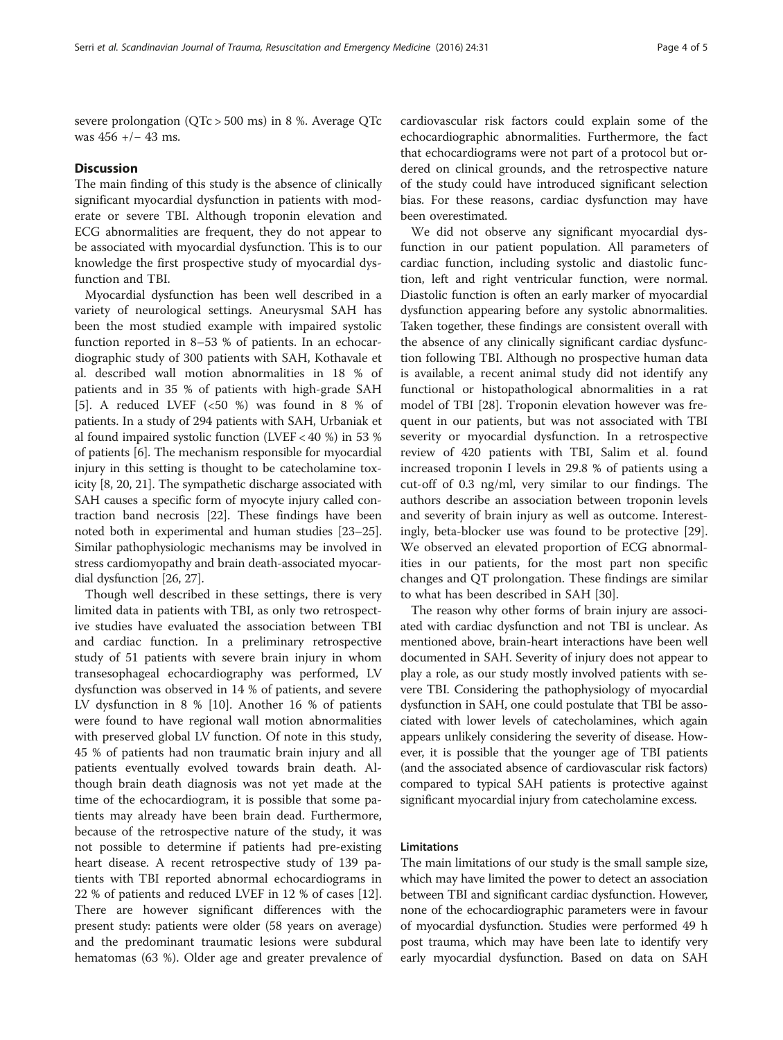severe prolongation (QTc > 500 ms) in 8 %. Average QTc was 456 +/− 43 ms.

## Discussion

The main finding of this study is the absence of clinically significant myocardial dysfunction in patients with moderate or severe TBI. Although troponin elevation and ECG abnormalities are frequent, they do not appear to be associated with myocardial dysfunction. This is to our knowledge the first prospective study of myocardial dysfunction and TBI.

Myocardial dysfunction has been well described in a variety of neurological settings. Aneurysmal SAH has been the most studied example with impaired systolic function reported in 8–53 % of patients. In an echocardiographic study of 300 patients with SAH, Kothavale et al. described wall motion abnormalities in 18 % of patients and in 35 % of patients with high-grade SAH [5]. A reduced LVEF (<50 %) was found in 8 % of patients. In a study of 294 patients with SAH, Urbaniak et al found impaired systolic function (LVEF < 40 %) in 53 % of patients [6]. The mechanism responsible for myocardial injury in this setting is thought to be catecholamine toxicity [8, 20, 21]. The sympathetic discharge associated with SAH causes a specific form of myocyte injury called contraction band necrosis [22]. These findings have been noted both in experimental and human studies [23–25]. Similar pathophysiologic mechanisms may be involved in stress cardiomyopathy and brain death-associated myocardial dysfunction [26, 27].

Though well described in these settings, there is very limited data in patients with TBI, as only two retrospective studies have evaluated the association between TBI and cardiac function. In a preliminary retrospective study of 51 patients with severe brain injury in whom transesophageal echocardiography was performed, LV dysfunction was observed in 14 % of patients, and severe LV dysfunction in 8 % [10]. Another 16 % of patients were found to have regional wall motion abnormalities with preserved global LV function. Of note in this study, 45 % of patients had non traumatic brain injury and all patients eventually evolved towards brain death. Although brain death diagnosis was not yet made at the time of the echocardiogram, it is possible that some patients may already have been brain dead. Furthermore, because of the retrospective nature of the study, it was not possible to determine if patients had pre-existing heart disease. A recent retrospective study of 139 patients with TBI reported abnormal echocardiograms in 22 % of patients and reduced LVEF in 12 % of cases [12]. There are however significant differences with the present study: patients were older (58 years on average) and the predominant traumatic lesions were subdural hematomas (63 %). Older age and greater prevalence of cardiovascular risk factors could explain some of the echocardiographic abnormalities. Furthermore, the fact that echocardiograms were not part of a protocol but ordered on clinical grounds, and the retrospective nature of the study could have introduced significant selection bias. For these reasons, cardiac dysfunction may have been overestimated.

We did not observe any significant myocardial dysfunction in our patient population. All parameters of cardiac function, including systolic and diastolic function, left and right ventricular function, were normal. Diastolic function is often an early marker of myocardial dysfunction appearing before any systolic abnormalities. Taken together, these findings are consistent overall with the absence of any clinically significant cardiac dysfunction following TBI. Although no prospective human data is available, a recent animal study did not identify any functional or histopathological abnormalities in a rat model of TBI [28]. Troponin elevation however was frequent in our patients, but was not associated with TBI severity or myocardial dysfunction. In a retrospective review of 420 patients with TBI, Salim et al. found increased troponin I levels in 29.8 % of patients using a cut-off of 0.3 ng/ml, very similar to our findings. The authors describe an association between troponin levels and severity of brain injury as well as outcome. Interestingly, beta-blocker use was found to be protective [29]. We observed an elevated proportion of ECG abnormalities in our patients, for the most part non specific changes and QT prolongation. These findings are similar to what has been described in SAH [30].

The reason why other forms of brain injury are associated with cardiac dysfunction and not TBI is unclear. As mentioned above, brain-heart interactions have been well documented in SAH. Severity of injury does not appear to play a role, as our study mostly involved patients with severe TBI. Considering the pathophysiology of myocardial dysfunction in SAH, one could postulate that TBI be associated with lower levels of catecholamines, which again appears unlikely considering the severity of disease. However, it is possible that the younger age of TBI patients (and the associated absence of cardiovascular risk factors) compared to typical SAH patients is protective against significant myocardial injury from catecholamine excess.

### Limitations

The main limitations of our study is the small sample size, which may have limited the power to detect an association between TBI and significant cardiac dysfunction. However, none of the echocardiographic parameters were in favour of myocardial dysfunction. Studies were performed 49 h post trauma, which may have been late to identify very early myocardial dysfunction. Based on data on SAH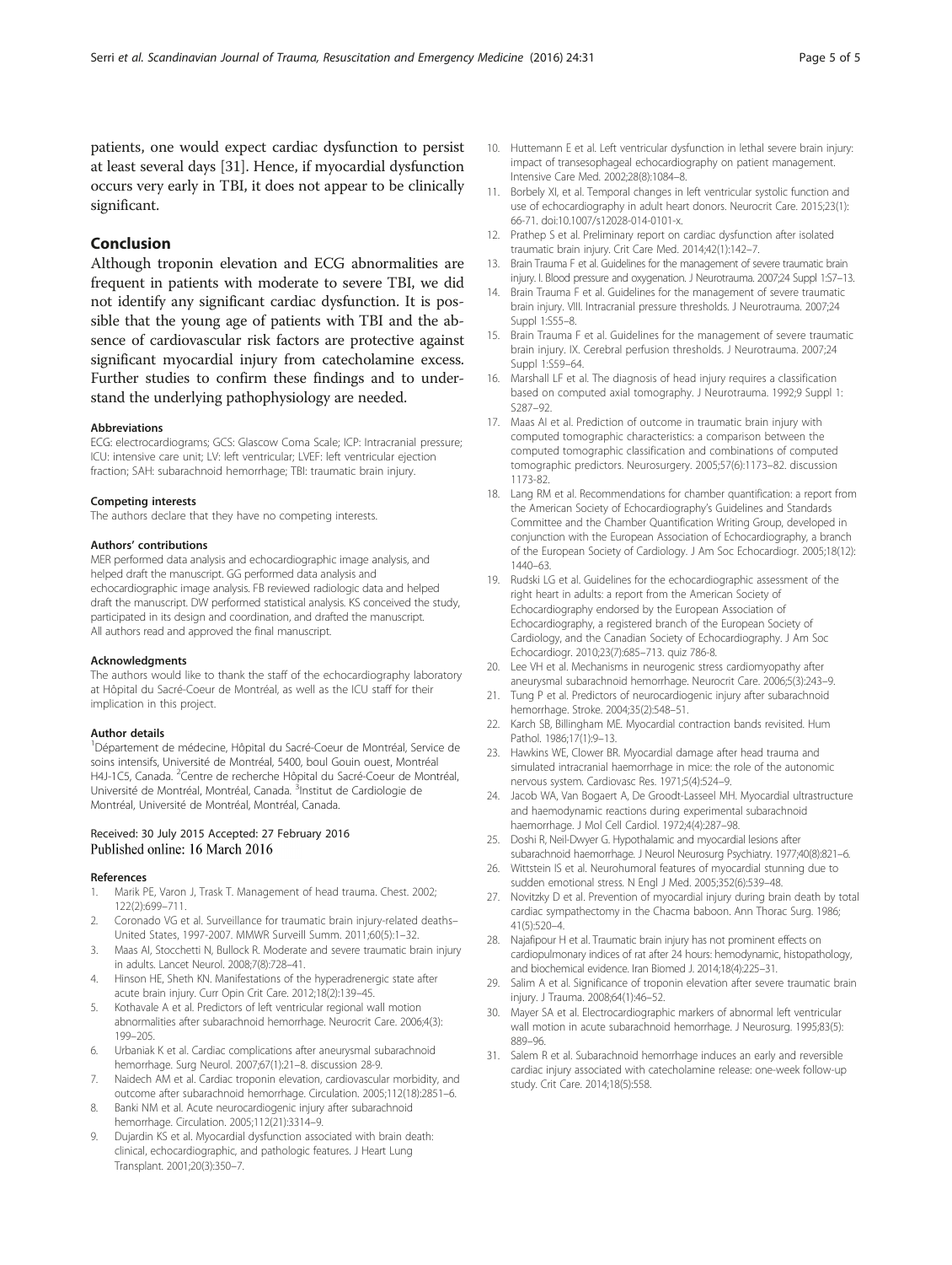patients, one would expect cardiac dysfunction to persist at least several days [31]. Hence, if myocardial dysfunction occurs very early in TBI, it does not appear to be clinically significant.

## Conclusion

Although troponin elevation and ECG abnormalities are frequent in patients with moderate to severe TBI, we did not identify any significant cardiac dysfunction. It is possible that the young age of patients with TBI and the absence of cardiovascular risk factors are protective against significant myocardial injury from catecholamine excess. Further studies to confirm these findings and to understand the underlying pathophysiology are needed.

#### Abbreviations

ECG: electrocardiograms; GCS: Glascow Coma Scale; ICP: Intracranial pressure; ICU: intensive care unit; LV: left ventricular; LVEF: left ventricular ejection fraction; SAH: subarachnoid hemorrhage; TBI: traumatic brain injury.

#### Competing interests

The authors declare that they have no competing interests.

#### Authors' contributions

MER performed data analysis and echocardiographic image analysis, and helped draft the manuscript. GG performed data analysis and echocardiographic image analysis. FB reviewed radiologic data and helped draft the manuscript. DW performed statistical analysis. KS conceived the study, participated in its design and coordination, and drafted the manuscript. All authors read and approved the final manuscript.

#### Acknowledgments

The authors would like to thank the staff of the echocardiography laboratory at Hôpital du Sacré-Coeur de Montréal, as well as the ICU staff for their implication in this project.

#### Author details

[1]Département de médecine, Hôpital du Sacré-Coeur de Montréal, Service de soins intensifs, Université de Montréal, 5400, boul Gouin ouest, Montréal H4J-1C5, Canada. [2]Centre de recherche Hôpital du Sacré-Coeur de Montréal, Université de Montréal, Montréal, Canada. [3]Institut de Cardiologie de Montréal, Université de Montréal, Montréal, Canada.

Received: 30 July 2015 Accepted: 27 February 2016
Published online: 16 March 2016

#### References

1. Marik PE, Varon J, Trask T. Management of head trauma. Chest. 2002; 122(2):699–711.
2. Coronado VG et al. Surveillance for traumatic brain injury-related deaths–United States, 1997-2007. MMWR Surveill Summ. 2011;60(5):1–32.
3. Maas AI, Stocchetti N, Bullock R. Moderate and severe traumatic brain injury in adults. Lancet Neurol. 2008;7(8):728–41.
4. Hinson HE, Sheth KN. Manifestations of the hyperadrenergic state after acute brain injury. Curr Opin Crit Care. 2012;18(2):139–45.
5. Kothavale A et al. Predictors of left ventricular regional wall motion abnormalities after subarachnoid hemorrhage. Neurocrit Care. 2006;4(3): 199–205.
6. Urbaniak K et al. Cardiac complications after aneurysmal subarachnoid hemorrhage. Surg Neurol. 2007;67(1):21–8. discussion 28-9.
7. Naidech AM et al. Cardiac troponin elevation, cardiovascular morbidity, and outcome after subarachnoid hemorrhage. Circulation. 2005;112(18):2851–6.
8. Banki NM et al. Acute neurocardiogenic injury after subarachnoid hemorrhage. Circulation. 2005;112(21):3314–9.
9. Dujardin KS et al. Myocardial dysfunction associated with brain death: clinical, echocardiographic, and pathologic features. J Heart Lung Transplant. 2001;20(3):350–7.
10. Huttemann E et al. Left ventricular dysfunction in lethal severe brain injury: impact of transesophageal echocardiography on patient management. Intensive Care Med. 2002;28(8):1084–8.
11. Borbely XI, et al. Temporal changes in left ventricular systolic function and use of echocardiography in adult heart donors. Neurocrit Care. 2015;23(1): 66-71. doi:10.1007/s12028-014-0101-x.
12. Prathep S et al. Preliminary report on cardiac dysfunction after isolated traumatic brain injury. Crit Care Med. 2014;42(1):142–7.
13. Brain Trauma F et al. Guidelines for the management of severe traumatic brain injury. I. Blood pressure and oxygenation. J Neurotrauma. 2007;24 Suppl 1:S7–13.
14. Brain Trauma F et al. Guidelines for the management of severe traumatic brain injury. VIII. Intracranial pressure thresholds. J Neurotrauma. 2007;24 Suppl 1:S55–8.
15. Brain Trauma F et al. Guidelines for the management of severe traumatic brain injury. IX. Cerebral perfusion thresholds. J Neurotrauma. 2007;24 Suppl 1:S59–64.
16. Marshall LF et al. The diagnosis of head injury requires a classification based on computed axial tomography. J Neurotrauma. 1992;9 Suppl 1: S287–92.
17. Maas AI et al. Prediction of outcome in traumatic brain injury with computed tomographic characteristics: a comparison between the computed tomographic classification and combinations of computed tomographic predictors. Neurosurgery. 2005;57(6):1173–82. discussion 1173-82.
18. Lang RM et al. Recommendations for chamber quantification: a report from the American Society of Echocardiography's Guidelines and Standards Committee and the Chamber Quantification Writing Group, developed in conjunction with the European Association of Echocardiography, a branch of the European Society of Cardiology. J Am Soc Echocardiogr. 2005;18(12): 1440–63.
19. Rudski LG et al. Guidelines for the echocardiographic assessment of the right heart in adults: a report from the American Society of Echocardiography endorsed by the European Association of Echocardiography, a registered branch of the European Society of Cardiology, and the Canadian Society of Echocardiography. J Am Soc Echocardiogr. 2010;23(7):685–713. quiz 786-8.
20. Lee VH et al. Mechanisms in neurogenic stress cardiomyopathy after aneurysmal subarachnoid hemorrhage. Neurocrit Care. 2006;5(3):243–9.
21. Tung P et al. Predictors of neurocardiogenic injury after subarachnoid hemorrhage. Stroke. 2004;35(2):548–51.
22. Karch SB, Billingham ME. Myocardial contraction bands revisited. Hum Pathol. 1986;17(1):9–13.
23. Hawkins WE, Clower BR. Myocardial damage after head trauma and simulated intracranial haemorrhage in mice: the role of the autonomic nervous system. Cardiovasc Res. 1971;5(4):524–9.
24. Jacob WA, Van Bogaert A, De Groodt-Lasseel MH. Myocardial ultrastructure and haemodynamic reactions during experimental subarachnoid haemorrhage. J Mol Cell Cardiol. 1972;4(4):287–98.
25. Doshi R, Neil-Dwyer G. Hypothalamic and myocardial lesions after subarachnoid haemorrhage. J Neurol Neurosurg Psychiatry. 1977;40(8):821–6.
26. Wittstein IS et al. Neurohumoral features of myocardial stunning due to sudden emotional stress. N Engl J Med. 2005;352(6):539–48.
27. Novitzky D et al. Prevention of myocardial injury during brain death by total cardiac sympathectomy in the Chacma baboon. Ann Thorac Surg. 1986; 41(5):520–4.
28. Najafipour H et al. Traumatic brain injury has not prominent effects on cardiopulmonary indices of rat after 24 hours: hemodynamic, histopathology, and biochemical evidence. Iran Biomed J. 2014;18(4):225–31.
29. Salim A et al. Significance of troponin elevation after severe traumatic brain injury. J Trauma. 2008;64(1):46–52.
30. Mayer SA et al. Electrocardiographic markers of abnormal left ventricular wall motion in acute subarachnoid hemorrhage. J Neurosurg. 1995;83(5): 889–96.
31. Salem R et al. Subarachnoid hemorrhage induces an early and reversible cardiac injury associated with catecholamine release: one-week follow-up study. Crit Care. 2014;18(5):558.